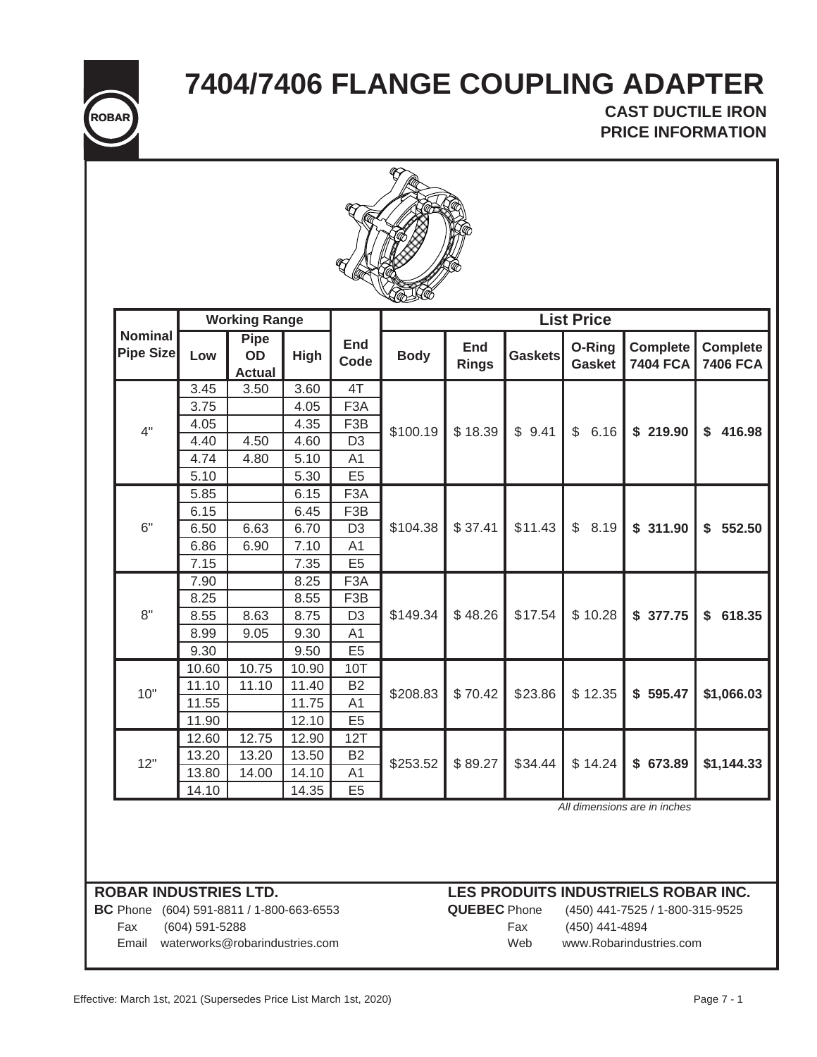# 7404/7406 FLANGE COUPLING ADAPTER

**CAST DUCTILE IRON**
**PRICE INFORMATION**

| Nominal Pipe Size | Working Range | | | End Code | List Price | | | | | |
|---|---|---|---|---|---|---|---|---|---|---|
| | Low | Pipe OD Actual | High | | Body | End Rings | Gaskets | O-Ring Gasket | Complete 7404 FCA | Complete 7406 FCA |
| 4" | 3.45 | 3.50 | 3.60 | 4T | $100.19 | $ 18.39 | $ 9.41 | $ 6.16 | **$ 219.90** | **$ 416.98** |
| | 3.75 | | 4.05 | F3A | | | | | | |
| | 4.05 | | 4.35 | F3B | | | | | | |
| | 4.40 | 4.50 | 4.60 | D3 | | | | | | |
| | 4.74 | 4.80 | 5.10 | A1 | | | | | | |
| | 5.10 | | 5.30 | E5 | | | | | | |
| 6" | 5.85 | | 6.15 | F3A | $104.38 | $ 37.41 | $11.43 | $ 8.19 | **$ 311.90** | **$ 552.50** |
| | 6.15 | | 6.45 | F3B | | | | | | |
| | 6.50 | 6.63 | 6.70 | D3 | | | | | | |
| | 6.86 | 6.90 | 7.10 | A1 | | | | | | |
| | 7.15 | | 7.35 | E5 | | | | | | |
| 8" | 7.90 | | 8.25 | F3A | $149.34 | $ 48.26 | $17.54 | $ 10.28 | **$ 377.75** | **$ 618.35** |
| | 8.25 | | 8.55 | F3B | | | | | | |
| | 8.55 | 8.63 | 8.75 | D3 | | | | | | |
| | 8.99 | 9.05 | 9.30 | A1 | | | | | | |
| | 9.30 | | 9.50 | E5 | | | | | | |
| 10" | 10.60 | 10.75 | 10.90 | 10T | $208.83 | $ 70.42 | $23.86 | $ 12.35 | **$ 595.47** | **$1,066.03** |
| | 11.10 | 11.10 | 11.40 | B2 | | | | | | |
| | 11.55 | | 11.75 | A1 | | | | | | |
| | 11.90 | | 12.10 | E5 | | | | | | |
| 12" | 12.60 | 12.75 | 12.90 | 12T | $253.52 | $ 89.27 | $34.44 | $ 14.24 | **$ 673.89** | **$1,144.33** |
| | 13.20 | 13.20 | 13.50 | B2 | | | | | | |
| | 13.80 | 14.00 | 14.10 | A1 | | | | | | |
| | 14.10 | | 14.35 | E5 | | | | | | |

*All dimensions are in inches*

**ROBAR INDUSTRIES LTD.**
**BC** Phone (604) 591-8811 / 1-800-663-6553
Fax (604) 591-5288
Email waterworks@robarindustries.com

**LES PRODUITS INDUSTRIELS ROBAR INC.**
**QUEBEC** Phone (450) 441-7525 / 1-800-315-9525
Fax (450) 441-4894
Web www.Robarindustries.com

Effective: March 1st, 2021 (Supersedes Price List March 1st, 2020)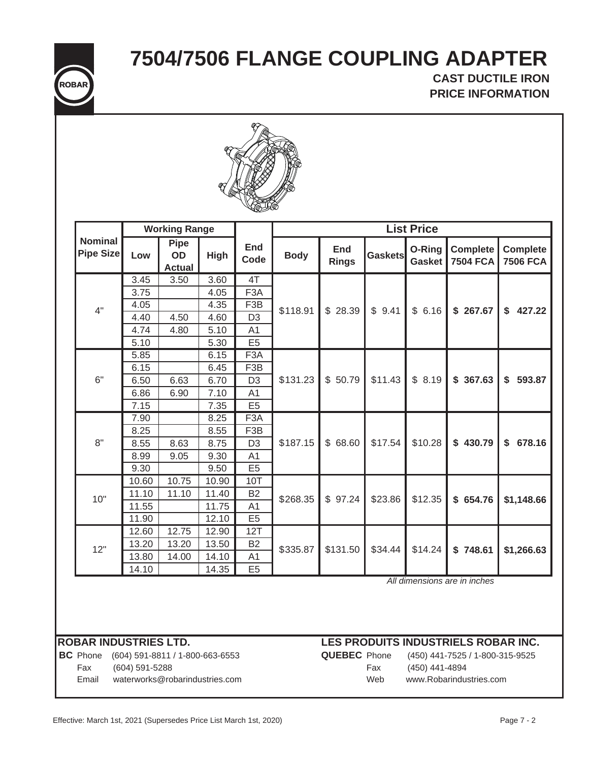# 7504/7506 FLANGE COUPLING ADAPTER

**CAST DUCTILE IRON**
**PRICE INFORMATION**

| Nominal Pipe Size | Working Range | | | End Code | List Price | | | | | |
|---|---|---|---|---|---|---|---|---|---|---|
| | Low | Pipe OD Actual | High | | Body | End Rings | Gaskets | O-Ring Gasket | Complete 7504 FCA | Complete 7506 FCA |
| 4" | 3.45 | 3.50 | 3.60 | 4T | $118.91 | $ 28.39 | $ 9.41 | $ 6.16 | **$ 267.67** | **$ 427.22** |
| | 3.75 | | 4.05 | F3A | | | | | | |
| | 4.05 | | 4.35 | F3B | | | | | | |
| | 4.40 | 4.50 | 4.60 | D3 | | | | | | |
| | 4.74 | 4.80 | 5.10 | A1 | | | | | | |
| | 5.10 | | 5.30 | E5 | | | | | | |
| 6" | 5.85 | | 6.15 | F3A | $131.23 | $ 50.79 | $11.43 | $ 8.19 | **$ 367.63** | **$ 593.87** |
| | 6.15 | | 6.45 | F3B | | | | | | |
| | 6.50 | 6.63 | 6.70 | D3 | | | | | | |
| | 6.86 | 6.90 | 7.10 | A1 | | | | | | |
| | 7.15 | | 7.35 | E5 | | | | | | |
| 8" | 7.90 | | 8.25 | F3A | $187.15 | $ 68.60 | $17.54 | $10.28 | **$ 430.79** | **$ 678.16** |
| | 8.25 | | 8.55 | F3B | | | | | | |
| | 8.55 | 8.63 | 8.75 | D3 | | | | | | |
| | 8.99 | 9.05 | 9.30 | A1 | | | | | | |
| | 9.30 | | 9.50 | E5 | | | | | | |
| 10" | 10.60 | 10.75 | 10.90 | 10T | $268.35 | $ 97.24 | $23.86 | $12.35 | **$ 654.76** | **$1,148.66** |
| | 11.10 | 11.10 | 11.40 | B2 | | | | | | |
| | 11.55 | | 11.75 | A1 | | | | | | |
| | 11.90 | | 12.10 | E5 | | | | | | |
| 12" | 12.60 | 12.75 | 12.90 | 12T | $335.87 | $131.50 | $34.44 | $14.24 | **$ 748.61** | **$1,266.63** |
| | 13.20 | 13.20 | 13.50 | B2 | | | | | | |
| | 13.80 | 14.00 | 14.10 | A1 | | | | | | |
| | 14.10 | | 14.35 | E5 | | | | | | |

*All dimensions are in inches*

**ROBAR INDUSTRIES LTD.**

**BC** Phone (604) 591-8811 / 1-800-663-6553
Fax (604) 591-5288
Email waterworks@robarindustries.com

**LES PRODUITS INDUSTRIELS ROBAR INC.**

**QUEBEC** Phone (450) 441-7525 / 1-800-315-9525
Fax (450) 441-4894
Web www.Robarindustries.com

Effective: March 1st, 2021 (Supersedes Price List March 1st, 2020)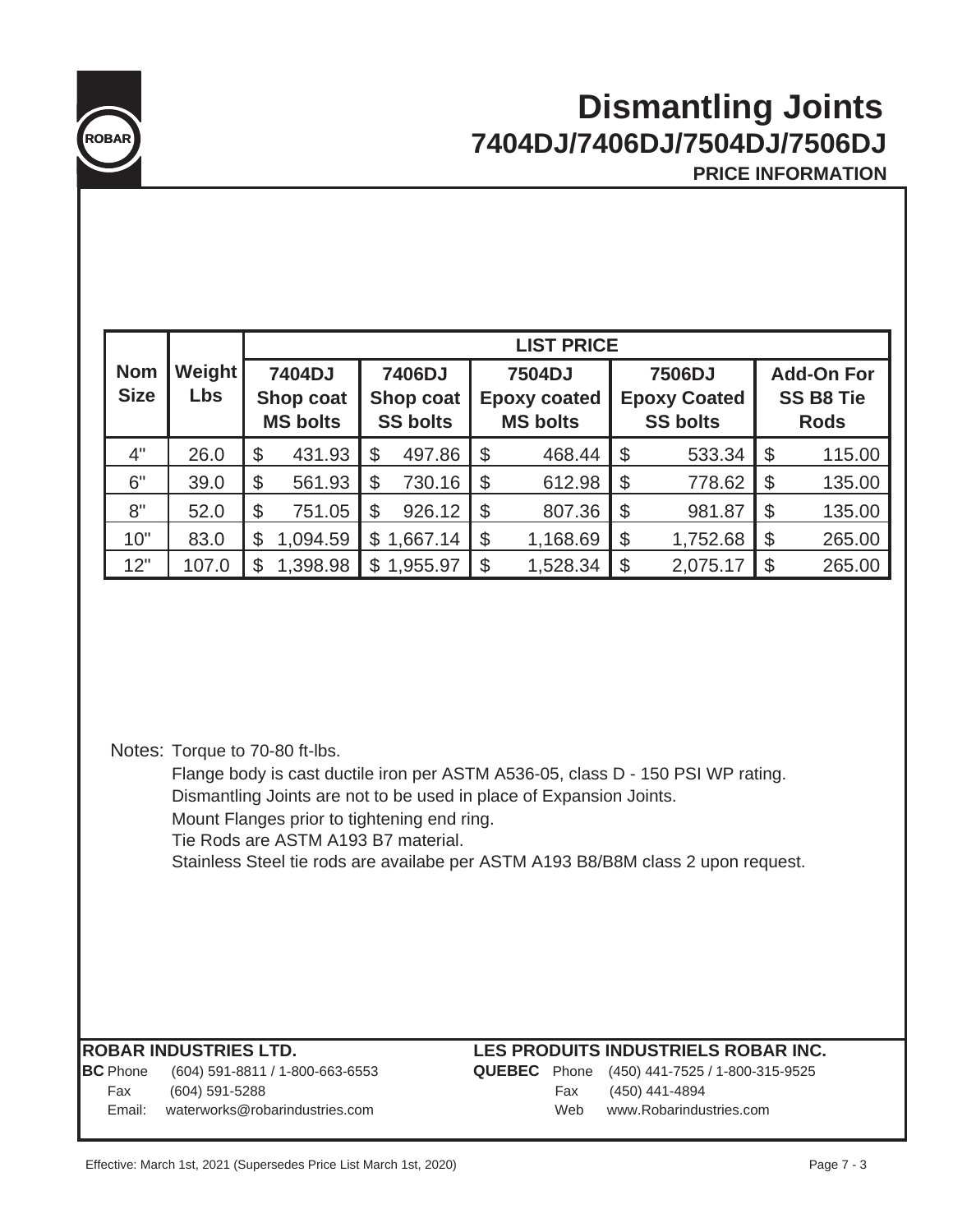ROBAR

# Dismantling Joints
## 7404DJ/7406DJ/7504DJ/7506DJ
**PRICE INFORMATION**

| Nom Size | Weight Lbs | LIST PRICE | | | | |
|---|---|---|---|---|---|---|
| | | 7404DJ Shop coat MS bolts | 7406DJ Shop coat SS bolts | 7504DJ Epoxy coated MS bolts | 7506DJ Epoxy Coated SS bolts | Add-On For SS B8 Tie Rods |
| 4" | 26.0 | $ 431.93 | $ 497.86 | $ 468.44 | $ 533.34 | $ 115.00 |
| 6" | 39.0 | $ 561.93 | $ 730.16 | $ 612.98 | $ 778.62 | $ 135.00 |
| 8" | 52.0 | $ 751.05 | $ 926.12 | $ 807.36 | $ 981.87 | $ 135.00 |
| 10" | 83.0 | $ 1,094.59 | $ 1,667.14 | $ 1,168.69 | $ 1,752.68 | $ 265.00 |
| 12" | 107.0 | $ 1,398.98 | $ 1,955.97 | $ 1,528.34 | $ 2,075.17 | $ 265.00 |

Notes: Torque to 70-80 ft-lbs.
Flange body is cast ductile iron per ASTM A536-05, class D - 150 PSI WP rating.
Dismantling Joints are not to be used in place of Expansion Joints.
Mount Flanges prior to tightening end ring.
Tie Rods are ASTM A193 B7 material.
Stainless Steel tie rods are availabe per ASTM A193 B8/B8M class 2 upon request.

**ROBAR INDUSTRIES LTD.**
**BC** Phone (604) 591-8811 / 1-800-663-6553
Fax (604) 591-5288
Email: waterworks@robarindustries.com

**LES PRODUITS INDUSTRIELS ROBAR INC.**
**QUEBEC** Phone (450) 441-7525 / 1-800-315-9525
Fax (450) 441-4894
Web www.Robarindustries.com

Effective: March 1st, 2021 (Supersedes Price List March 1st, 2020)